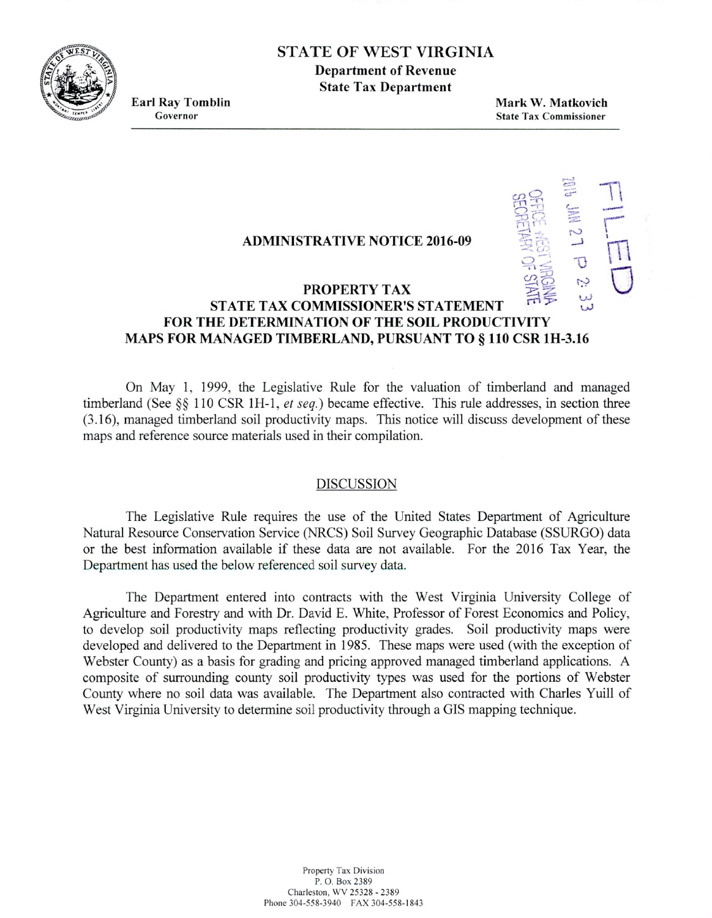# STATE OF WEST VIRGINIA

**Department of Revenue**
**State Tax Department**

**Earl Ray Tomblin**
Governor

**Mark W. Matkovich**
State Tax Commissioner

FILED
2016 JAN 27 P 2: 33
OFFICE WEST VIRGINIA SECRETARY OF STATE

## ADMINISTRATIVE NOTICE 2016-09

## PROPERTY TAX
## STATE TAX COMMISSIONER'S STATEMENT FOR THE DETERMINATION OF THE SOIL PRODUCTIVITY MAPS FOR MANAGED TIMBERLAND, PURSUANT TO § 110 CSR 1H-3.16

On May 1, 1999, the Legislative Rule for the valuation of timberland and managed timberland (See §§ 110 CSR 1H-1, *et seq.*) became effective. This rule addresses, in section three (3.16), managed timberland soil productivity maps. This notice will discuss development of these maps and reference source materials used in their compilation.

### DISCUSSION

The Legislative Rule requires the use of the United States Department of Agriculture Natural Resource Conservation Service (NRCS) Soil Survey Geographic Database (SSURGO) data or the best information available if these data are not available. For the 2016 Tax Year, the Department has used the below referenced soil survey data.

The Department entered into contracts with the West Virginia University College of Agriculture and Forestry and with Dr. David E. White, Professor of Forest Economics and Policy, to develop soil productivity maps reflecting productivity grades. Soil productivity maps were developed and delivered to the Department in 1985. These maps were used (with the exception of Webster County) as a basis for grading and pricing approved managed timberland applications. A composite of surrounding county soil productivity types was used for the portions of Webster County where no soil data was available. The Department also contracted with Charles Yuill of West Virginia University to determine soil productivity through a GIS mapping technique.

Property Tax Division
P. O. Box 2389
Charleston, WV 25328 - 2389
Phone 304-558-3940 FAX 304-558-1843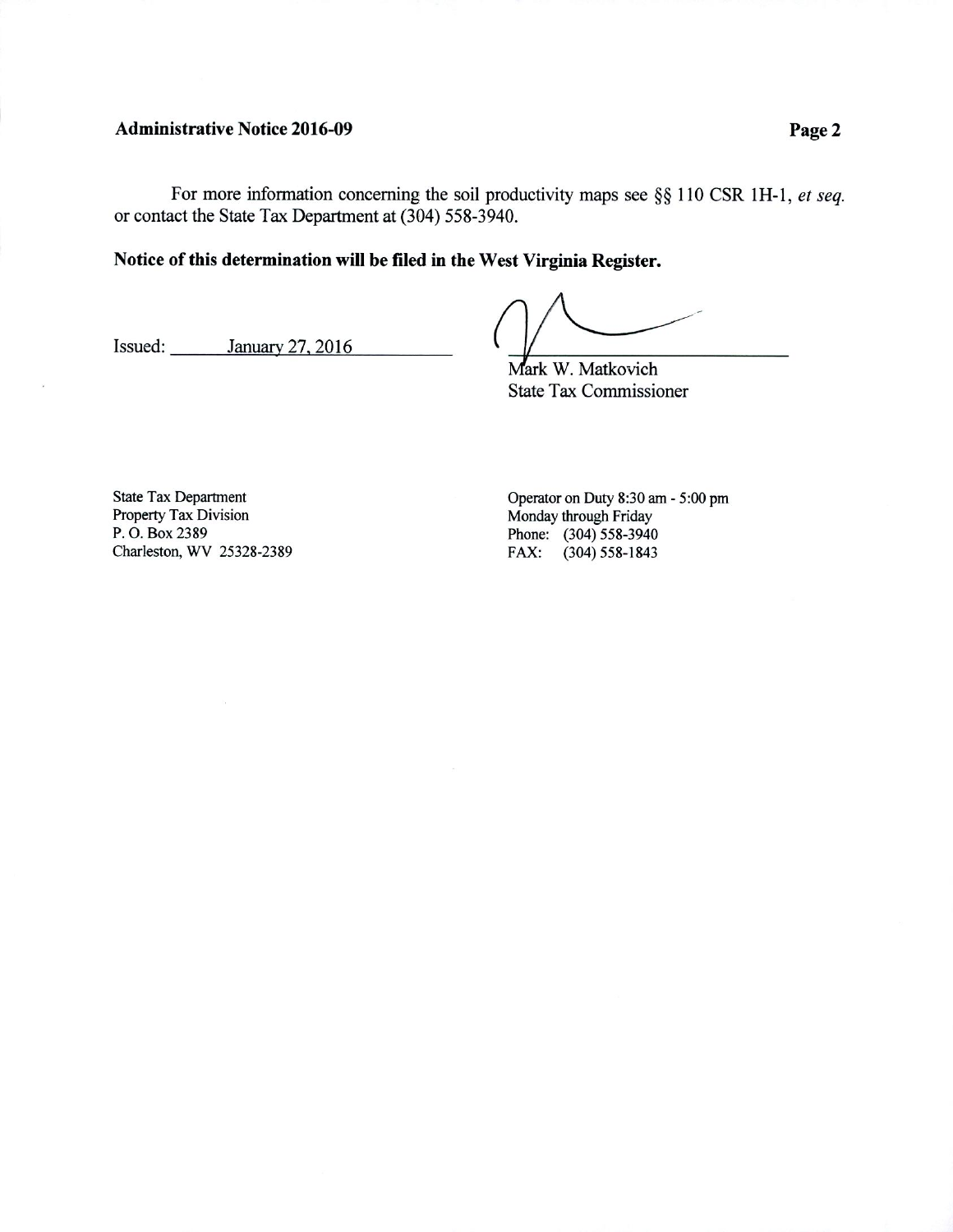For more information concerning the soil productivity maps see §§ 110 CSR 1H-1, *et seq.* or contact the State Tax Department at (304) 558-3940.

**Notice of this determination will be filed in the West Virginia Register.**

Issued: January 27, 2016

Mark W. Matkovich
State Tax Commissioner

State Tax Department
Property Tax Division
P. O. Box 2389
Charleston, WV 25328-2389

Operator on Duty 8:30 am - 5:00 pm
Monday through Friday
Phone: (304) 558-3940
FAX: (304) 558-1843